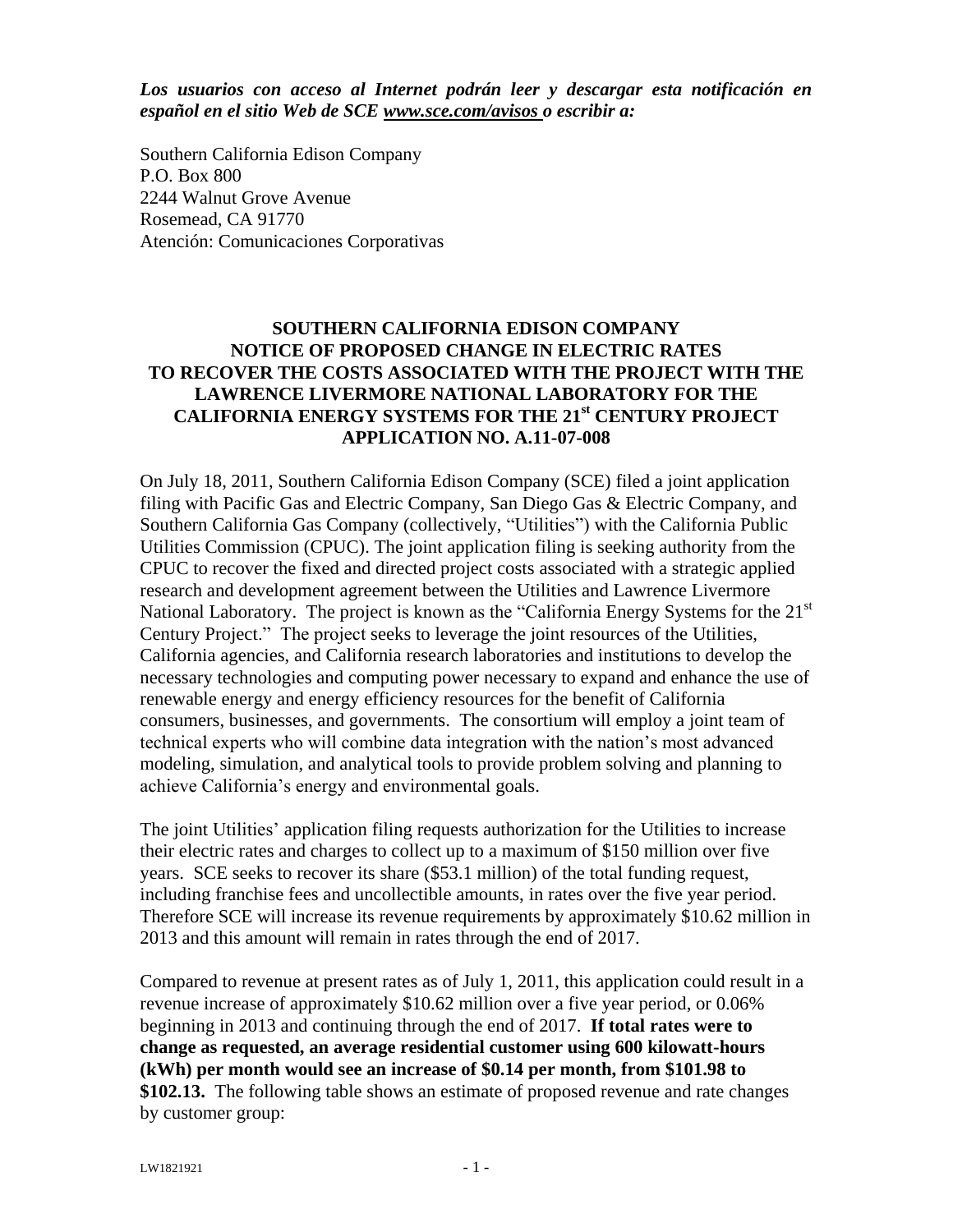***Los usuarios con acceso al Internet podrán leer y descargar esta notificación en español en el sitio Web de SCE www.sce.com/avisos o escribir a:***

Southern California Edison Company
P.O. Box 800
2244 Walnut Grove Avenue
Rosemead, CA 91770
Atención: Comunicaciones Corporativas

# SOUTHERN CALIFORNIA EDISON COMPANY NOTICE OF PROPOSED CHANGE IN ELECTRIC RATES TO RECOVER THE COSTS ASSOCIATED WITH THE PROJECT WITH THE LAWRENCE LIVERMORE NATIONAL LABORATORY FOR THE CALIFORNIA ENERGY SYSTEMS FOR THE 21st CENTURY PROJECT APPLICATION NO. A.11-07-008

On July 18, 2011, Southern California Edison Company (SCE) filed a joint application filing with Pacific Gas and Electric Company, San Diego Gas & Electric Company, and Southern California Gas Company (collectively, "Utilities") with the California Public Utilities Commission (CPUC). The joint application filing is seeking authority from the CPUC to recover the fixed and directed project costs associated with a strategic applied research and development agreement between the Utilities and Lawrence Livermore National Laboratory. The project is known as the "California Energy Systems for the 21st Century Project." The project seeks to leverage the joint resources of the Utilities, California agencies, and California research laboratories and institutions to develop the necessary technologies and computing power necessary to expand and enhance the use of renewable energy and energy efficiency resources for the benefit of California consumers, businesses, and governments. The consortium will employ a joint team of technical experts who will combine data integration with the nation's most advanced modeling, simulation, and analytical tools to provide problem solving and planning to achieve California's energy and environmental goals.

The joint Utilities' application filing requests authorization for the Utilities to increase their electric rates and charges to collect up to a maximum of $150 million over five years. SCE seeks to recover its share ($53.1 million) of the total funding request, including franchise fees and uncollectible amounts, in rates over the five year period. Therefore SCE will increase its revenue requirements by approximately $10.62 million in 2013 and this amount will remain in rates through the end of 2017.

Compared to revenue at present rates as of July 1, 2011, this application could result in a revenue increase of approximately $10.62 million over a five year period, or 0.06% beginning in 2013 and continuing through the end of 2017. **If total rates were to change as requested, an average residential customer using 600 kilowatt-hours (kWh) per month would see an increase of $0.14 per month, from $101.98 to $102.13.** The following table shows an estimate of proposed revenue and rate changes by customer group: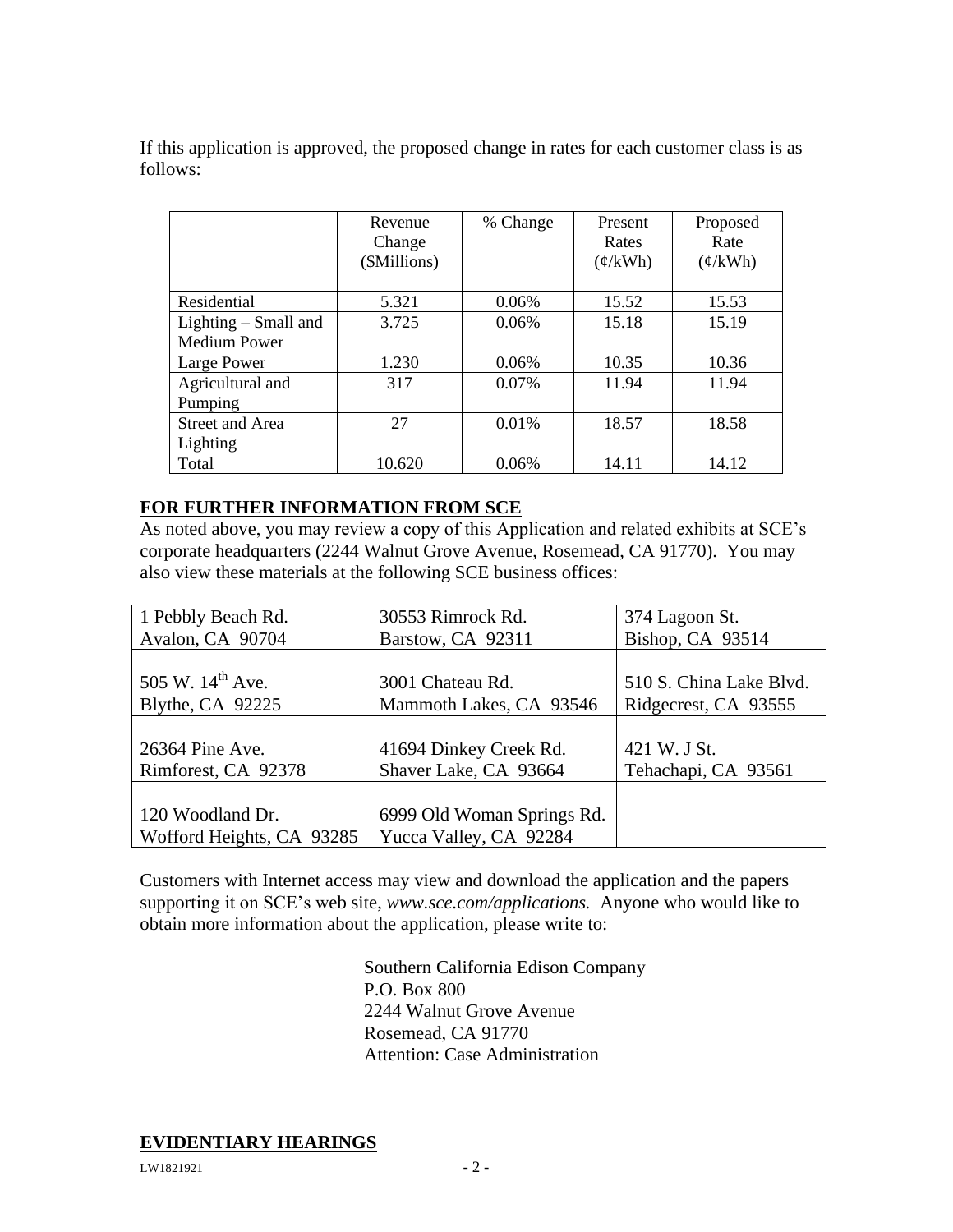If this application is approved, the proposed change in rates for each customer class is as follows:

| | Revenue Change ($Millions) | % Change | Present Rates (¢/kWh) | Proposed Rate (¢/kWh) |
|---|---|---|---|---|
| Residential | 5.321 | 0.06% | 15.52 | 15.53 |
| Lighting – Small and Medium Power | 3.725 | 0.06% | 15.18 | 15.19 |
| Large Power | 1.230 | 0.06% | 10.35 | 10.36 |
| Agricultural and Pumping | 317 | 0.07% | 11.94 | 11.94 |
| Street and Area Lighting | 27 | 0.01% | 18.57 | 18.58 |
| Total | 10.620 | 0.06% | 14.11 | 14.12 |

## FOR FURTHER INFORMATION FROM SCE

As noted above, you may review a copy of this Application and related exhibits at SCE's corporate headquarters (2244 Walnut Grove Avenue, Rosemead, CA 91770). You may also view these materials at the following SCE business offices:

| | | |
|---|---|---|
| 1 Pebbly Beach Rd.<br>Avalon, CA 90704 | 30553 Rimrock Rd.<br>Barstow, CA 92311 | 374 Lagoon St.<br>Bishop, CA 93514 |
| 505 W. 14th Ave.<br>Blythe, CA 92225 | 3001 Chateau Rd.<br>Mammoth Lakes, CA 93546 | 510 S. China Lake Blvd.<br>Ridgecrest, CA 93555 |
| 26364 Pine Ave.<br>Rimforest, CA 92378 | 41694 Dinkey Creek Rd.<br>Shaver Lake, CA 93664 | 421 W. J St.<br>Tehachapi, CA 93561 |
| 120 Woodland Dr.<br>Wofford Heights, CA 93285 | 6999 Old Woman Springs Rd.<br>Yucca Valley, CA 92284 | |

Customers with Internet access may view and download the application and the papers supporting it on SCE's web site, *www.sce.com/applications.* Anyone who would like to obtain more information about the application, please write to:

Southern California Edison Company
P.O. Box 800
2244 Walnut Grove Avenue
Rosemead, CA 91770
Attention: Case Administration

## EVIDENTIARY HEARINGS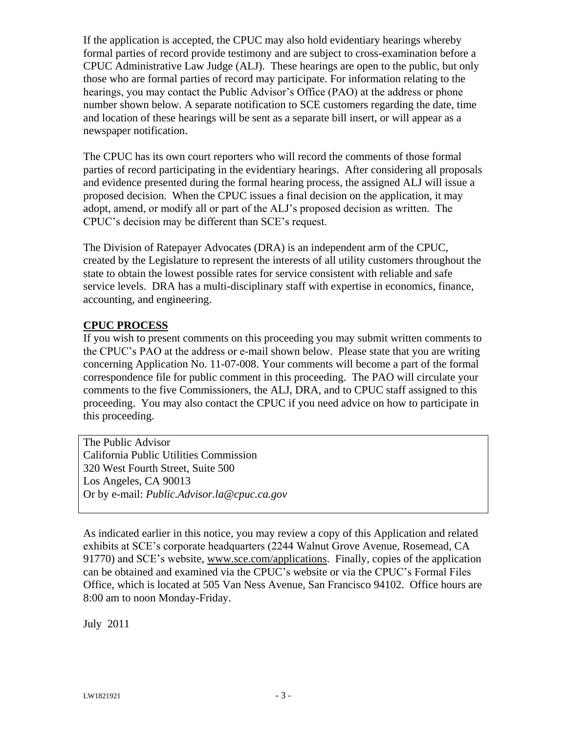If the application is accepted, the CPUC may also hold evidentiary hearings whereby formal parties of record provide testimony and are subject to cross-examination before a CPUC Administrative Law Judge (ALJ). These hearings are open to the public, but only those who are formal parties of record may participate. For information relating to the hearings, you may contact the Public Advisor's Office (PAO) at the address or phone number shown below. A separate notification to SCE customers regarding the date, time and location of these hearings will be sent as a separate bill insert, or will appear as a newspaper notification.

The CPUC has its own court reporters who will record the comments of those formal parties of record participating in the evidentiary hearings. After considering all proposals and evidence presented during the formal hearing process, the assigned ALJ will issue a proposed decision. When the CPUC issues a final decision on the application, it may adopt, amend, or modify all or part of the ALJ's proposed decision as written. The CPUC's decision may be different than SCE's request.

The Division of Ratepayer Advocates (DRA) is an independent arm of the CPUC, created by the Legislature to represent the interests of all utility customers throughout the state to obtain the lowest possible rates for service consistent with reliable and safe service levels. DRA has a multi-disciplinary staff with expertise in economics, finance, accounting, and engineering.

**CPUC PROCESS**

If you wish to present comments on this proceeding you may submit written comments to the CPUC's PAO at the address or e-mail shown below. Please state that you are writing concerning Application No. 11-07-008. Your comments will become a part of the formal correspondence file for public comment in this proceeding. The PAO will circulate your comments to the five Commissioners, the ALJ, DRA, and to CPUC staff assigned to this proceeding. You may also contact the CPUC if you need advice on how to participate in this proceeding.

The Public Advisor
California Public Utilities Commission
320 West Fourth Street, Suite 500
Los Angeles, CA 90013
Or by e-mail: *Public.Advisor.la@cpuc.ca.gov*

As indicated earlier in this notice, you may review a copy of this Application and related exhibits at SCE's corporate headquarters (2244 Walnut Grove Avenue, Rosemead, CA 91770) and SCE's website, www.sce.com/applications. Finally, copies of the application can be obtained and examined via the CPUC's website or via the CPUC's Formal Files Office, which is located at 505 Van Ness Avenue, San Francisco 94102. Office hours are 8:00 am to noon Monday-Friday.

July 2011

LW1821921